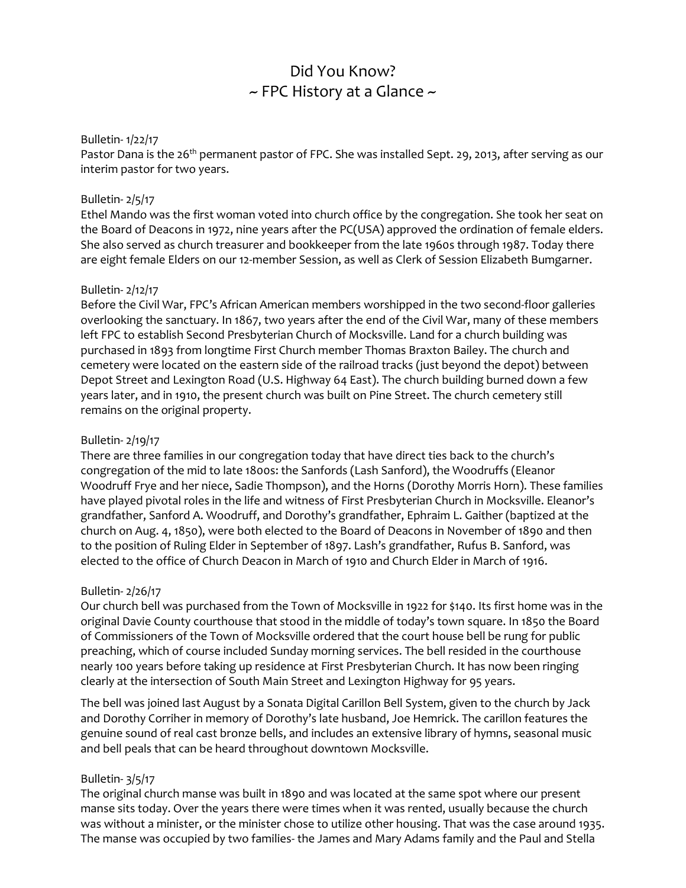# Did You Know?
## ~ FPC History at a Glance ~

Bulletin- 1/22/17
Pastor Dana is the 26th permanent pastor of FPC. She was installed Sept. 29, 2013, after serving as our interim pastor for two years.

Bulletin- 2/5/17
Ethel Mando was the first woman voted into church office by the congregation. She took her seat on the Board of Deacons in 1972, nine years after the PC(USA) approved the ordination of female elders. She also served as church treasurer and bookkeeper from the late 1960s through 1987. Today there are eight female Elders on our 12-member Session, as well as Clerk of Session Elizabeth Bumgarner.

Bulletin- 2/12/17
Before the Civil War, FPC's African American members worshipped in the two second-floor galleries overlooking the sanctuary. In 1867, two years after the end of the Civil War, many of these members left FPC to establish Second Presbyterian Church of Mocksville. Land for a church building was purchased in 1893 from longtime First Church member Thomas Braxton Bailey. The church and cemetery were located on the eastern side of the railroad tracks (just beyond the depot) between Depot Street and Lexington Road (U.S. Highway 64 East). The church building burned down a few years later, and in 1910, the present church was built on Pine Street. The church cemetery still remains on the original property.

Bulletin- 2/19/17
There are three families in our congregation today that have direct ties back to the church's congregation of the mid to late 1800s: the Sanfords (Lash Sanford), the Woodruffs (Eleanor Woodruff Frye and her niece, Sadie Thompson), and the Horns (Dorothy Morris Horn). These families have played pivotal roles in the life and witness of First Presbyterian Church in Mocksville. Eleanor's grandfather, Sanford A. Woodruff, and Dorothy's grandfather, Ephraim L. Gaither (baptized at the church on Aug. 4, 1850), were both elected to the Board of Deacons in November of 1890 and then to the position of Ruling Elder in September of 1897. Lash's grandfather, Rufus B. Sanford, was elected to the office of Church Deacon in March of 1910 and Church Elder in March of 1916.

Bulletin- 2/26/17
Our church bell was purchased from the Town of Mocksville in 1922 for $140. Its first home was in the original Davie County courthouse that stood in the middle of today's town square. In 1850 the Board of Commissioners of the Town of Mocksville ordered that the court house bell be rung for public preaching, which of course included Sunday morning services. The bell resided in the courthouse nearly 100 years before taking up residence at First Presbyterian Church. It has now been ringing clearly at the intersection of South Main Street and Lexington Highway for 95 years.

The bell was joined last August by a Sonata Digital Carillon Bell System, given to the church by Jack and Dorothy Corriher in memory of Dorothy's late husband, Joe Hemrick. The carillon features the genuine sound of real cast bronze bells, and includes an extensive library of hymns, seasonal music and bell peals that can be heard throughout downtown Mocksville.

Bulletin- 3/5/17
The original church manse was built in 1890 and was located at the same spot where our present manse sits today. Over the years there were times when it was rented, usually because the church was without a minister, or the minister chose to utilize other housing. That was the case around 1935. The manse was occupied by two families- the James and Mary Adams family and the Paul and Stella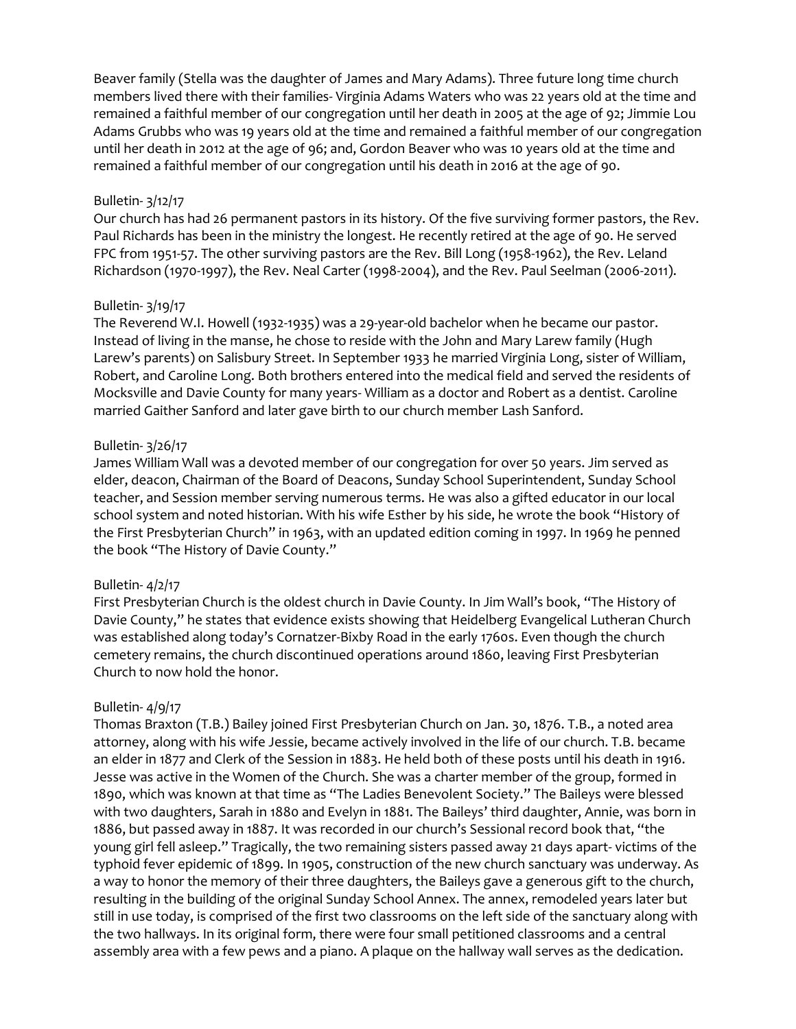Beaver family (Stella was the daughter of James and Mary Adams). Three future long time church members lived there with their families- Virginia Adams Waters who was 22 years old at the time and remained a faithful member of our congregation until her death in 2005 at the age of 92; Jimmie Lou Adams Grubbs who was 19 years old at the time and remained a faithful member of our congregation until her death in 2012 at the age of 96; and, Gordon Beaver who was 10 years old at the time and remained a faithful member of our congregation until his death in 2016 at the age of 90.

Bulletin- 3/12/17
Our church has had 26 permanent pastors in its history. Of the five surviving former pastors, the Rev. Paul Richards has been in the ministry the longest. He recently retired at the age of 90. He served FPC from 1951-57. The other surviving pastors are the Rev. Bill Long (1958-1962), the Rev. Leland Richardson (1970-1997), the Rev. Neal Carter (1998-2004), and the Rev. Paul Seelman (2006-2011).

Bulletin- 3/19/17
The Reverend W.I. Howell (1932-1935) was a 29-year-old bachelor when he became our pastor. Instead of living in the manse, he chose to reside with the John and Mary Larew family (Hugh Larew's parents) on Salisbury Street. In September 1933 he married Virginia Long, sister of William, Robert, and Caroline Long. Both brothers entered into the medical field and served the residents of Mocksville and Davie County for many years- William as a doctor and Robert as a dentist. Caroline married Gaither Sanford and later gave birth to our church member Lash Sanford.

Bulletin- 3/26/17
James William Wall was a devoted member of our congregation for over 50 years. Jim served as elder, deacon, Chairman of the Board of Deacons, Sunday School Superintendent, Sunday School teacher, and Session member serving numerous terms. He was also a gifted educator in our local school system and noted historian. With his wife Esther by his side, he wrote the book "History of the First Presbyterian Church" in 1963, with an updated edition coming in 1997. In 1969 he penned the book "The History of Davie County."

Bulletin- 4/2/17
First Presbyterian Church is the oldest church in Davie County. In Jim Wall's book, "The History of Davie County," he states that evidence exists showing that Heidelberg Evangelical Lutheran Church was established along today's Cornatzer-Bixby Road in the early 1760s. Even though the church cemetery remains, the church discontinued operations around 1860, leaving First Presbyterian Church to now hold the honor.

Bulletin- 4/9/17
Thomas Braxton (T.B.) Bailey joined First Presbyterian Church on Jan. 30, 1876. T.B., a noted area attorney, along with his wife Jessie, became actively involved in the life of our church. T.B. became an elder in 1877 and Clerk of the Session in 1883. He held both of these posts until his death in 1916. Jesse was active in the Women of the Church. She was a charter member of the group, formed in 1890, which was known at that time as "The Ladies Benevolent Society." The Baileys were blessed with two daughters, Sarah in 1880 and Evelyn in 1881. The Baileys' third daughter, Annie, was born in 1886, but passed away in 1887. It was recorded in our church's Sessional record book that, "the young girl fell asleep." Tragically, the two remaining sisters passed away 21 days apart- victims of the typhoid fever epidemic of 1899. In 1905, construction of the new church sanctuary was underway. As a way to honor the memory of their three daughters, the Baileys gave a generous gift to the church, resulting in the building of the original Sunday School Annex. The annex, remodeled years later but still in use today, is comprised of the first two classrooms on the left side of the sanctuary along with the two hallways. In its original form, there were four small petitioned classrooms and a central assembly area with a few pews and a piano. A plaque on the hallway wall serves as the dedication.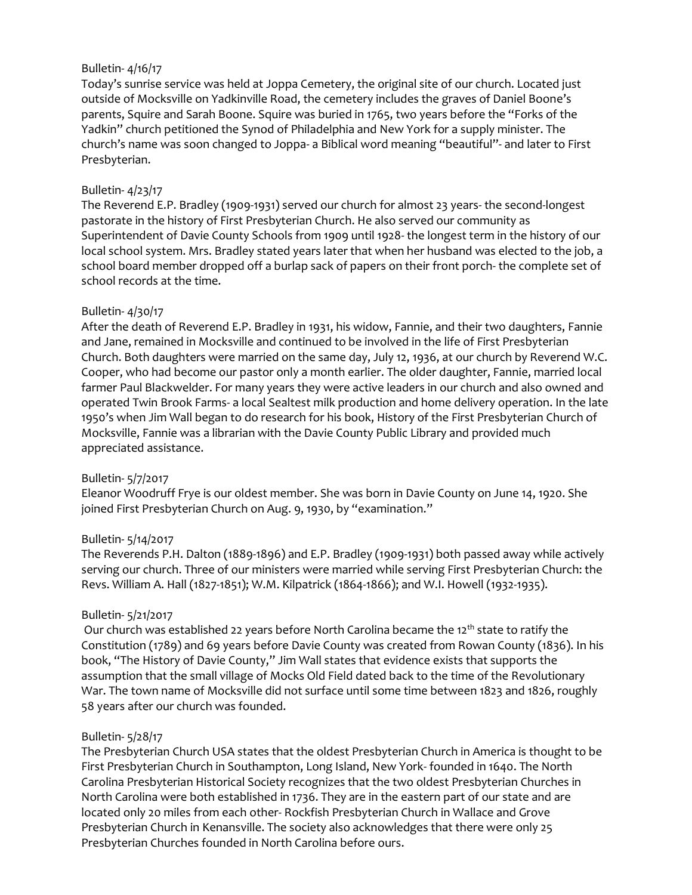Bulletin- 4/16/17

Today's sunrise service was held at Joppa Cemetery, the original site of our church. Located just outside of Mocksville on Yadkinville Road, the cemetery includes the graves of Daniel Boone's parents, Squire and Sarah Boone. Squire was buried in 1765, two years before the "Forks of the Yadkin" church petitioned the Synod of Philadelphia and New York for a supply minister. The church's name was soon changed to Joppa- a Biblical word meaning "beautiful"- and later to First Presbyterian.

Bulletin- 4/23/17

The Reverend E.P. Bradley (1909-1931) served our church for almost 23 years- the second-longest pastorate in the history of First Presbyterian Church. He also served our community as Superintendent of Davie County Schools from 1909 until 1928- the longest term in the history of our local school system. Mrs. Bradley stated years later that when her husband was elected to the job, a school board member dropped off a burlap sack of papers on their front porch- the complete set of school records at the time.

Bulletin- 4/30/17

After the death of Reverend E.P. Bradley in 1931, his widow, Fannie, and their two daughters, Fannie and Jane, remained in Mocksville and continued to be involved in the life of First Presbyterian Church. Both daughters were married on the same day, July 12, 1936, at our church by Reverend W.C. Cooper, who had become our pastor only a month earlier. The older daughter, Fannie, married local farmer Paul Blackwelder. For many years they were active leaders in our church and also owned and operated Twin Brook Farms- a local Sealtest milk production and home delivery operation. In the late 1950's when Jim Wall began to do research for his book, History of the First Presbyterian Church of Mocksville, Fannie was a librarian with the Davie County Public Library and provided much appreciated assistance.

Bulletin- 5/7/2017

Eleanor Woodruff Frye is our oldest member. She was born in Davie County on June 14, 1920. She joined First Presbyterian Church on Aug. 9, 1930, by "examination."

Bulletin- 5/14/2017

The Reverends P.H. Dalton (1889-1896) and E.P. Bradley (1909-1931) both passed away while actively serving our church. Three of our ministers were married while serving First Presbyterian Church: the Revs. William A. Hall (1827-1851); W.M. Kilpatrick (1864-1866); and W.I. Howell (1932-1935).

Bulletin- 5/21/2017

Our church was established 22 years before North Carolina became the 12th state to ratify the Constitution (1789) and 69 years before Davie County was created from Rowan County (1836). In his book, "The History of Davie County," Jim Wall states that evidence exists that supports the assumption that the small village of Mocks Old Field dated back to the time of the Revolutionary War. The town name of Mocksville did not surface until some time between 1823 and 1826, roughly 58 years after our church was founded.

Bulletin- 5/28/17

The Presbyterian Church USA states that the oldest Presbyterian Church in America is thought to be First Presbyterian Church in Southampton, Long Island, New York- founded in 1640. The North Carolina Presbyterian Historical Society recognizes that the two oldest Presbyterian Churches in North Carolina were both established in 1736. They are in the eastern part of our state and are located only 20 miles from each other- Rockfish Presbyterian Church in Wallace and Grove Presbyterian Church in Kenansville. The society also acknowledges that there were only 25 Presbyterian Churches founded in North Carolina before ours.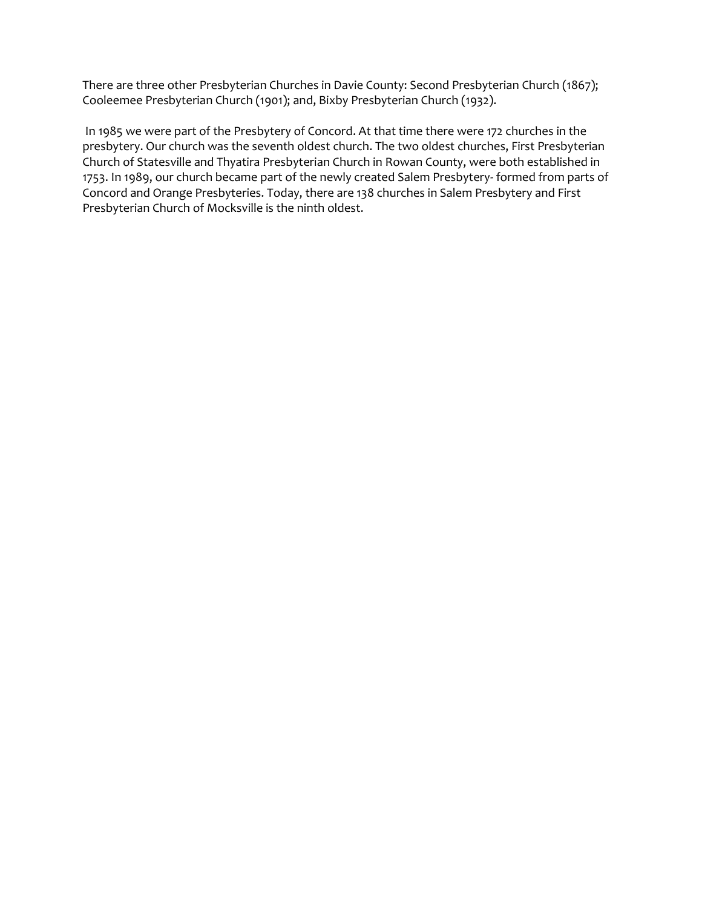There are three other Presbyterian Churches in Davie County: Second Presbyterian Church (1867); Cooleemee Presbyterian Church (1901); and, Bixby Presbyterian Church (1932).

In 1985 we were part of the Presbytery of Concord. At that time there were 172 churches in the presbytery. Our church was the seventh oldest church. The two oldest churches, First Presbyterian Church of Statesville and Thyatira Presbyterian Church in Rowan County, were both established in 1753. In 1989, our church became part of the newly created Salem Presbytery- formed from parts of Concord and Orange Presbyteries. Today, there are 138 churches in Salem Presbytery and First Presbyterian Church of Mocksville is the ninth oldest.